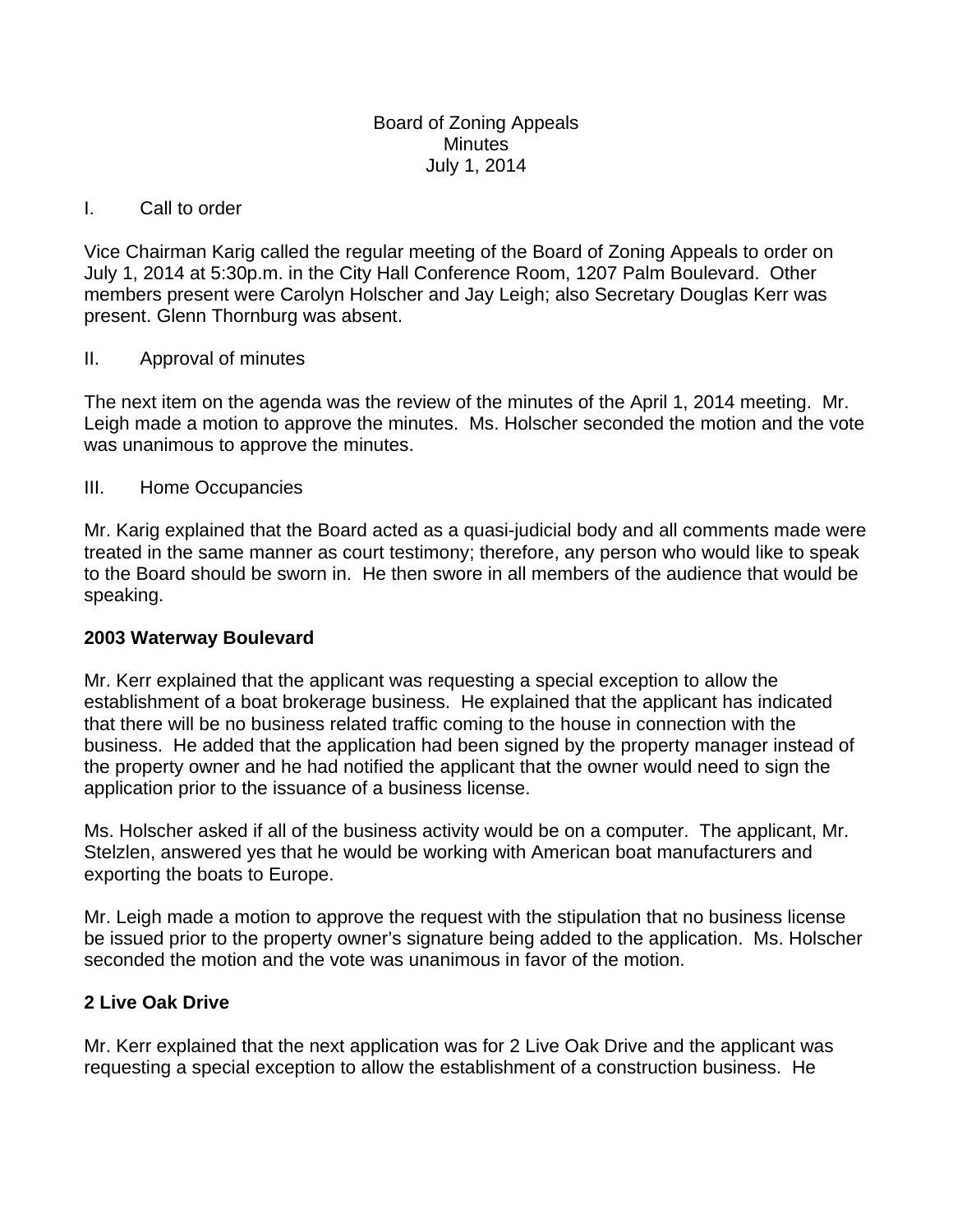# Board of Zoning Appeals
## Minutes
### July 1, 2014

I. Call to order

Vice Chairman Karig called the regular meeting of the Board of Zoning Appeals to order on July 1, 2014 at 5:30p.m. in the City Hall Conference Room, 1207 Palm Boulevard. Other members present were Carolyn Holscher and Jay Leigh; also Secretary Douglas Kerr was present. Glenn Thornburg was absent.

II. Approval of minutes

The next item on the agenda was the review of the minutes of the April 1, 2014 meeting. Mr. Leigh made a motion to approve the minutes. Ms. Holscher seconded the motion and the vote was unanimous to approve the minutes.

III. Home Occupancies

Mr. Karig explained that the Board acted as a quasi-judicial body and all comments made were treated in the same manner as court testimony; therefore, any person who would like to speak to the Board should be sworn in. He then swore in all members of the audience that would be speaking.

**2003 Waterway Boulevard**

Mr. Kerr explained that the applicant was requesting a special exception to allow the establishment of a boat brokerage business. He explained that the applicant has indicated that there will be no business related traffic coming to the house in connection with the business. He added that the application had been signed by the property manager instead of the property owner and he had notified the applicant that the owner would need to sign the application prior to the issuance of a business license.

Ms. Holscher asked if all of the business activity would be on a computer. The applicant, Mr. Stelzlen, answered yes that he would be working with American boat manufacturers and exporting the boats to Europe.

Mr. Leigh made a motion to approve the request with the stipulation that no business license be issued prior to the property owner's signature being added to the application. Ms. Holscher seconded the motion and the vote was unanimous in favor of the motion.

**2 Live Oak Drive**

Mr. Kerr explained that the next application was for 2 Live Oak Drive and the applicant was requesting a special exception to allow the establishment of a construction business. He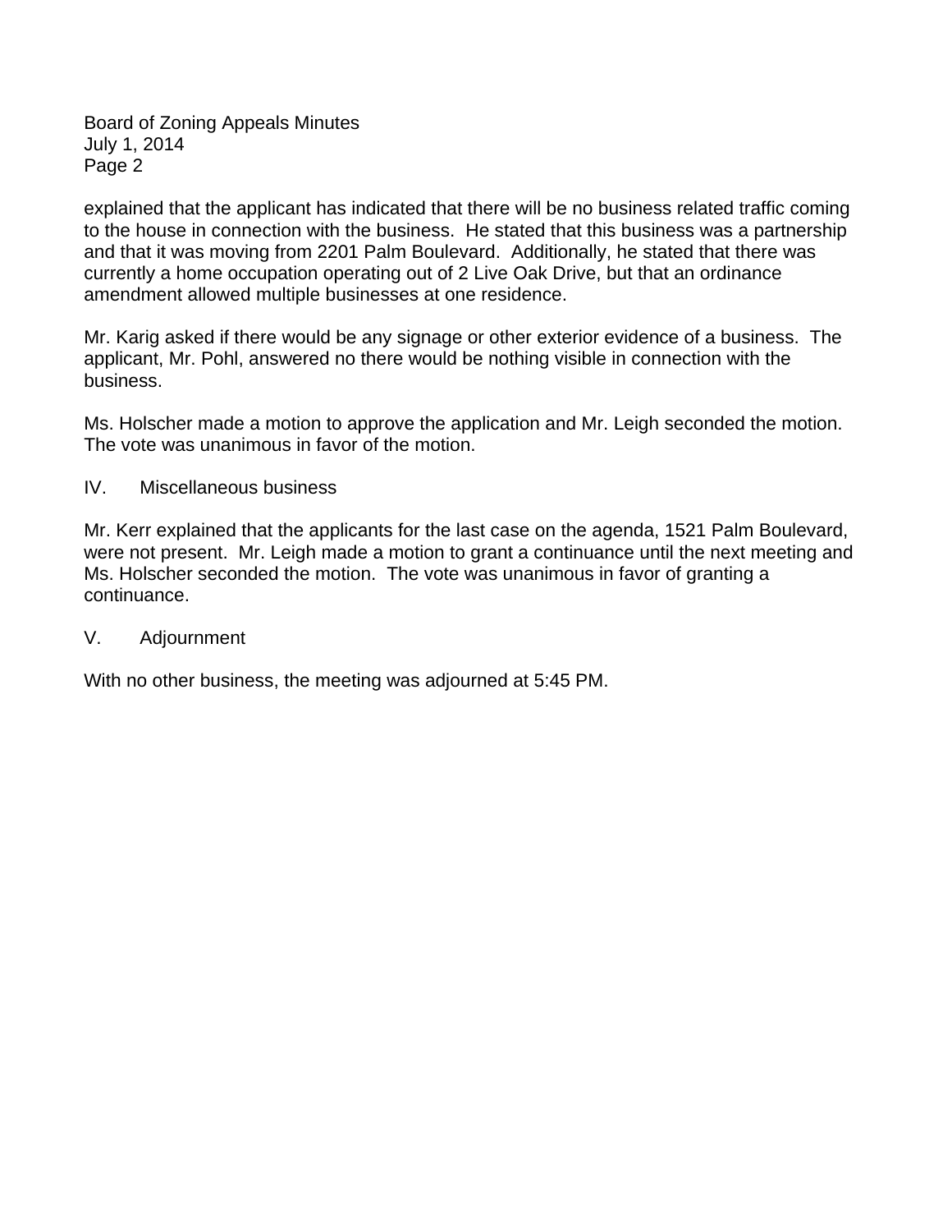explained that the applicant has indicated that there will be no business related traffic coming to the house in connection with the business. He stated that this business was a partnership and that it was moving from 2201 Palm Boulevard. Additionally, he stated that there was currently a home occupation operating out of 2 Live Oak Drive, but that an ordinance amendment allowed multiple businesses at one residence.

Mr. Karig asked if there would be any signage or other exterior evidence of a business. The applicant, Mr. Pohl, answered no there would be nothing visible in connection with the business.

Ms. Holscher made a motion to approve the application and Mr. Leigh seconded the motion. The vote was unanimous in favor of the motion.

## IV. Miscellaneous business

Mr. Kerr explained that the applicants for the last case on the agenda, 1521 Palm Boulevard, were not present. Mr. Leigh made a motion to grant a continuance until the next meeting and Ms. Holscher seconded the motion. The vote was unanimous in favor of granting a continuance.

## V. Adjournment

With no other business, the meeting was adjourned at 5:45 PM.